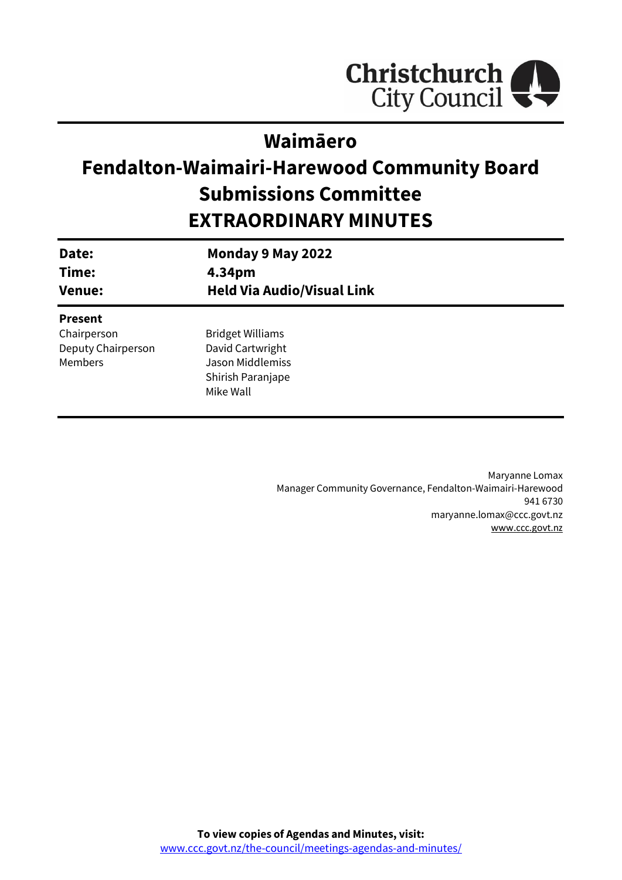# Waimāero
# Fendalton-Waimairi-Harewood Community Board Submissions Committee
# EXTRAORDINARY MINUTES

| | |
|---|---|
| **Date:** | **Monday 9 May 2022** |
| **Time:** | **4.34pm** |
| **Venue:** | **Held Via Audio/Visual Link** |

**Present**

| | |
|---|---|
| Chairperson | Bridget Williams |
| Deputy Chairperson | David Cartwright |
| Members | Jason Middlemiss |
| | Shirish Paranjape |
| | Mike Wall |

Maryanne Lomax
Manager Community Governance, Fendalton-Waimairi-Harewood
941 6730
maryanne.lomax@ccc.govt.nz
www.ccc.govt.nz

**To view copies of Agendas and Minutes, visit:**
www.ccc.govt.nz/the-council/meetings-agendas-and-minutes/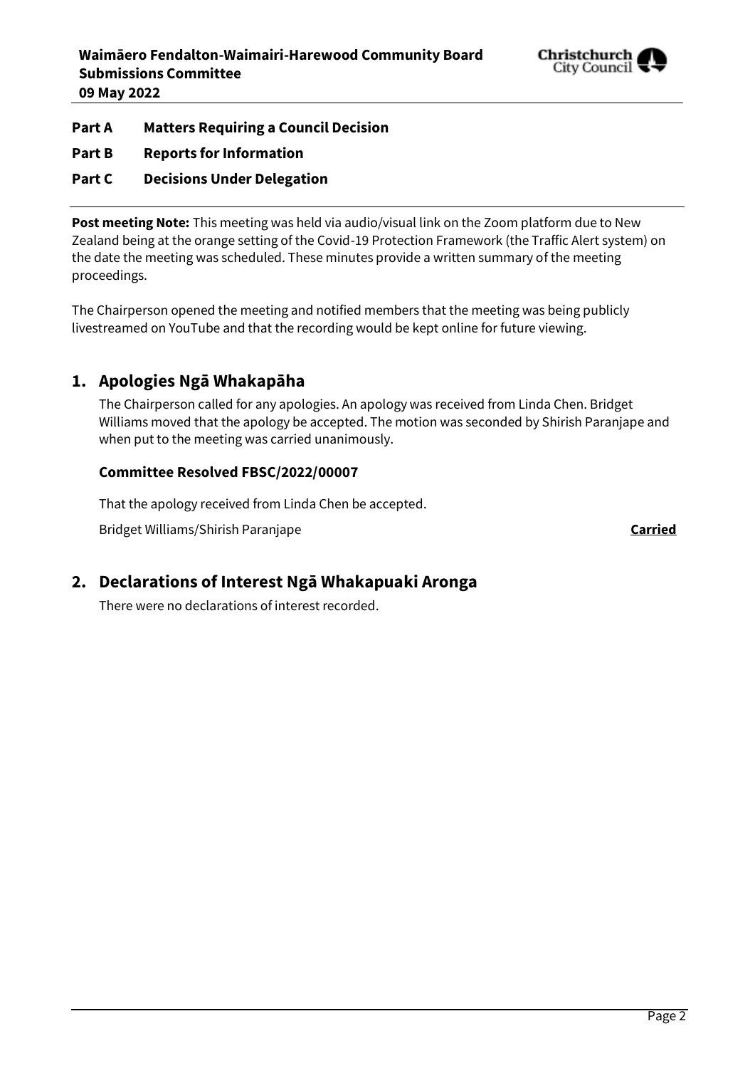**Part A Matters Requiring a Council Decision**

**Part B Reports for Information**

**Part C Decisions Under Delegation**

**Post meeting Note:** This meeting was held via audio/visual link on the Zoom platform due to New Zealand being at the orange setting of the Covid-19 Protection Framework (the Traffic Alert system) on the date the meeting was scheduled. These minutes provide a written summary of the meeting proceedings.

The Chairperson opened the meeting and notified members that the meeting was being publicly livestreamed on YouTube and that the recording would be kept online for future viewing.

## 1. Apologies Ngā Whakapāha

The Chairperson called for any apologies. An apology was received from Linda Chen. Bridget Williams moved that the apology be accepted. The motion was seconded by Shirish Paranjape and when put to the meeting was carried unanimously.

### Committee Resolved FBSC/2022/00007

That the apology received from Linda Chen be accepted.

Bridget Williams/Shirish Paranjape **Carried**

## 2. Declarations of Interest Ngā Whakapuaki Aronga

There were no declarations of interest recorded.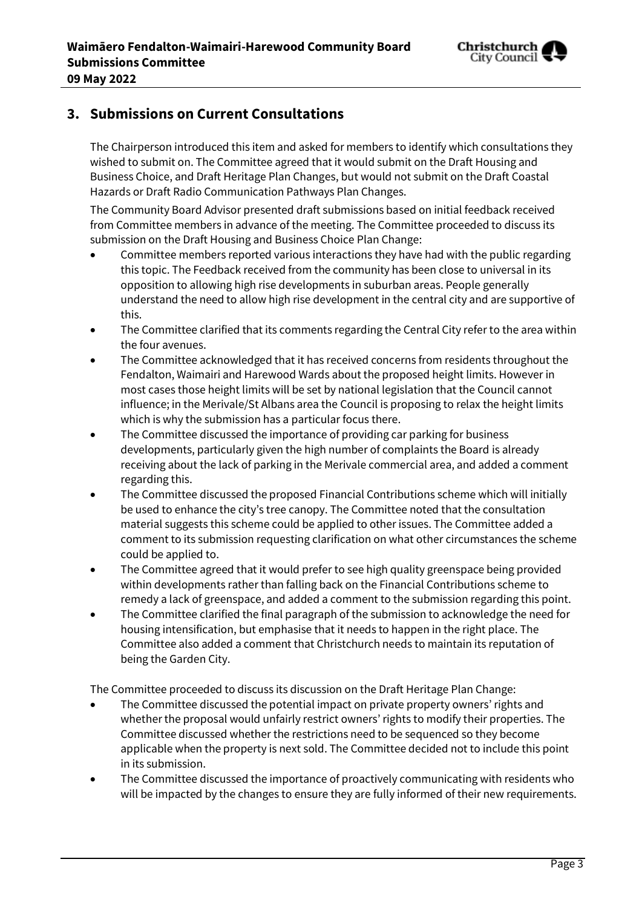## 3. Submissions on Current Consultations

The Chairperson introduced this item and asked for members to identify which consultations they wished to submit on. The Committee agreed that it would submit on the Draft Housing and Business Choice, and Draft Heritage Plan Changes, but would not submit on the Draft Coastal Hazards or Draft Radio Communication Pathways Plan Changes.

The Community Board Advisor presented draft submissions based on initial feedback received from Committee members in advance of the meeting. The Committee proceeded to discuss its submission on the Draft Housing and Business Choice Plan Change:

- Committee members reported various interactions they have had with the public regarding this topic. The Feedback received from the community has been close to universal in its opposition to allowing high rise developments in suburban areas. People generally understand the need to allow high rise development in the central city and are supportive of this.
- The Committee clarified that its comments regarding the Central City refer to the area within the four avenues.
- The Committee acknowledged that it has received concerns from residents throughout the Fendalton, Waimairi and Harewood Wards about the proposed height limits. However in most cases those height limits will be set by national legislation that the Council cannot influence; in the Merivale/St Albans area the Council is proposing to relax the height limits which is why the submission has a particular focus there.
- The Committee discussed the importance of providing car parking for business developments, particularly given the high number of complaints the Board is already receiving about the lack of parking in the Merivale commercial area, and added a comment regarding this.
- The Committee discussed the proposed Financial Contributions scheme which will initially be used to enhance the city's tree canopy. The Committee noted that the consultation material suggests this scheme could be applied to other issues. The Committee added a comment to its submission requesting clarification on what other circumstances the scheme could be applied to.
- The Committee agreed that it would prefer to see high quality greenspace being provided within developments rather than falling back on the Financial Contributions scheme to remedy a lack of greenspace, and added a comment to the submission regarding this point.
- The Committee clarified the final paragraph of the submission to acknowledge the need for housing intensification, but emphasise that it needs to happen in the right place. The Committee also added a comment that Christchurch needs to maintain its reputation of being the Garden City.

The Committee proceeded to discuss its discussion on the Draft Heritage Plan Change:

- The Committee discussed the potential impact on private property owners' rights and whether the proposal would unfairly restrict owners' rights to modify their properties. The Committee discussed whether the restrictions need to be sequenced so they become applicable when the property is next sold. The Committee decided not to include this point in its submission.
- The Committee discussed the importance of proactively communicating with residents who will be impacted by the changes to ensure they are fully informed of their new requirements.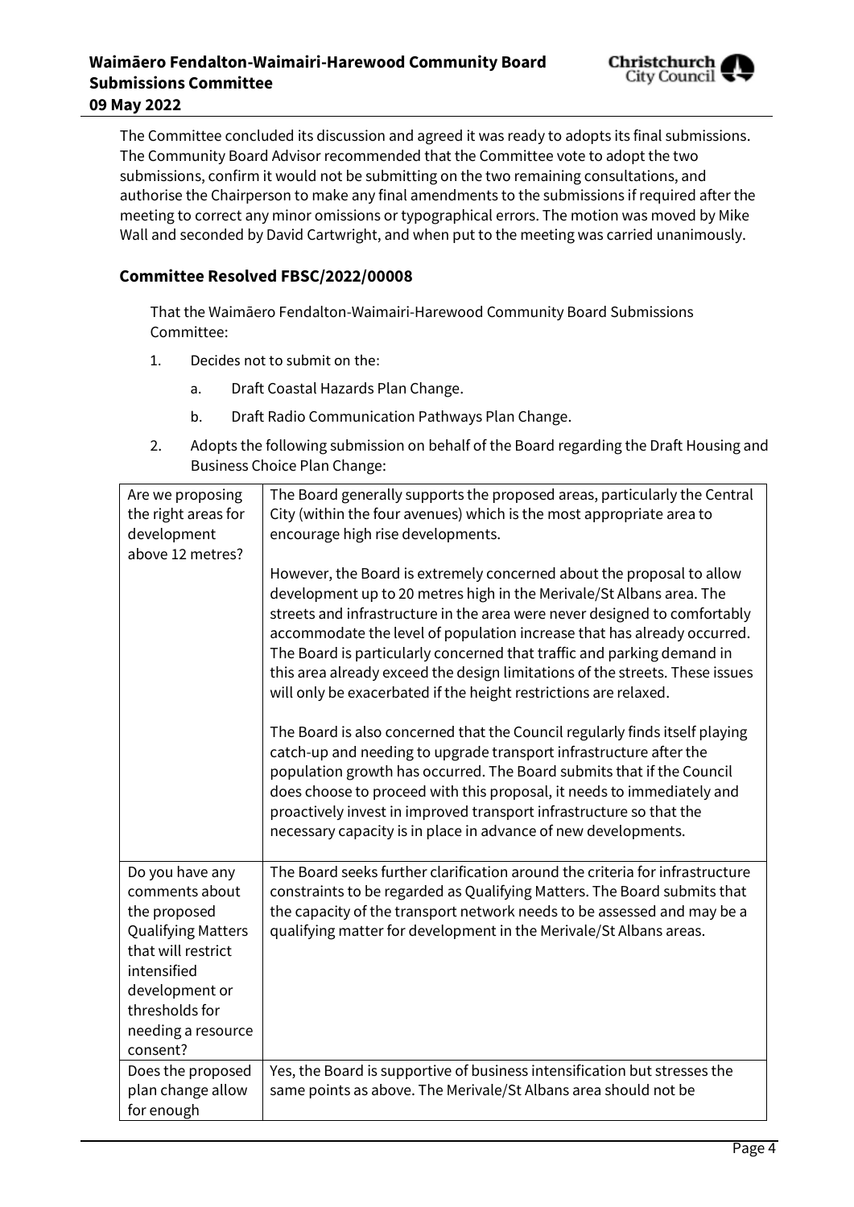The Committee concluded its discussion and agreed it was ready to adopts its final submissions. The Community Board Advisor recommended that the Committee vote to adopt the two submissions, confirm it would not be submitting on the two remaining consultations, and authorise the Chairperson to make any final amendments to the submissions if required after the meeting to correct any minor omissions or typographical errors. The motion was moved by Mike Wall and seconded by David Cartwright, and when put to the meeting was carried unanimously.

### Committee Resolved FBSC/2022/00008

That the Waimāero Fendalton-Waimairi-Harewood Community Board Submissions Committee:

1. Decides not to submit on the:
   a. Draft Coastal Hazards Plan Change.
   b. Draft Radio Communication Pathways Plan Change.
2. Adopts the following submission on behalf of the Board regarding the Draft Housing and Business Choice Plan Change:

| | |
|---|---|
| Are we proposing the right areas for development above 12 metres? | The Board generally supports the proposed areas, particularly the Central City (within the four avenues) which is the most appropriate area to encourage high rise developments.<br><br>However, the Board is extremely concerned about the proposal to allow development up to 20 metres high in the Merivale/St Albans area. The streets and infrastructure in the area were never designed to comfortably accommodate the level of population increase that has already occurred. The Board is particularly concerned that traffic and parking demand in this area already exceed the design limitations of the streets. These issues will only be exacerbated if the height restrictions are relaxed.<br><br>The Board is also concerned that the Council regularly finds itself playing catch-up and needing to upgrade transport infrastructure after the population growth has occurred. The Board submits that if the Council does choose to proceed with this proposal, it needs to immediately and proactively invest in improved transport infrastructure so that the necessary capacity is in place in advance of new developments. |
| Do you have any comments about the proposed Qualifying Matters that will restrict intensified development or thresholds for needing a resource consent? | The Board seeks further clarification around the criteria for infrastructure constraints to be regarded as Qualifying Matters. The Board submits that the capacity of the transport network needs to be assessed and may be a qualifying matter for development in the Merivale/St Albans areas. |
| Does the proposed plan change allow for enough | Yes, the Board is supportive of business intensification but stresses the same points as above. The Merivale/St Albans area should not be |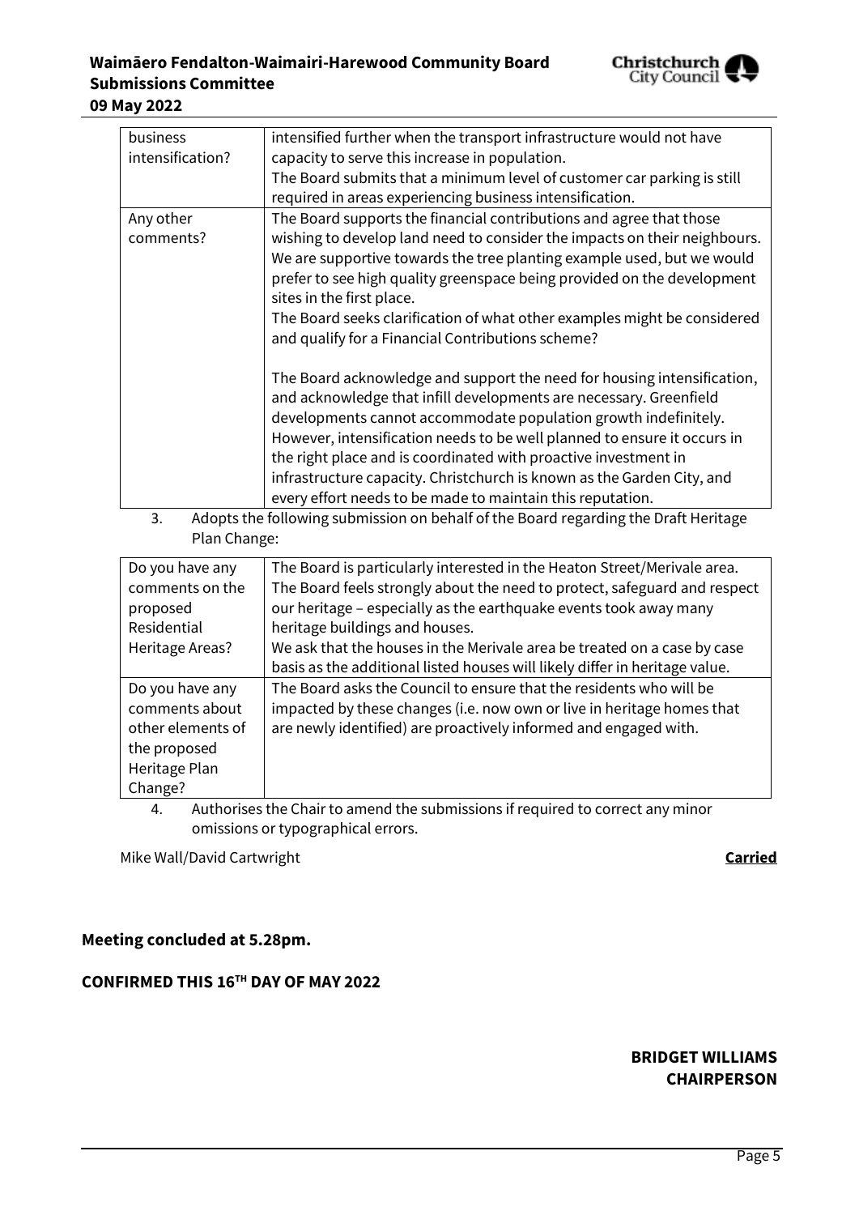| | |
|---|---|
| business intensification? | intensified further when the transport infrastructure would not have capacity to serve this increase in population.<br>The Board submits that a minimum level of customer car parking is still required in areas experiencing business intensification. |
| Any other comments? | The Board supports the financial contributions and agree that those wishing to develop land need to consider the impacts on their neighbours. We are supportive towards the tree planting example used, but we would prefer to see high quality greenspace being provided on the development sites in the first place.<br>The Board seeks clarification of what other examples might be considered and qualify for a Financial Contributions scheme?<br><br>The Board acknowledge and support the need for housing intensification, and acknowledge that infill developments are necessary. Greenfield developments cannot accommodate population growth indefinitely. However, intensification needs to be well planned to ensure it occurs in the right place and is coordinated with proactive investment in infrastructure capacity. Christchurch is known as the Garden City, and every effort needs to be made to maintain this reputation. |

3. Adopts the following submission on behalf of the Board regarding the Draft Heritage Plan Change:

| | |
|---|---|
| Do you have any comments on the proposed Residential Heritage Areas? | The Board is particularly interested in the Heaton Street/Merivale area. The Board feels strongly about the need to protect, safeguard and respect our heritage – especially as the earthquake events took away many heritage buildings and houses.<br>We ask that the houses in the Merivale area be treated on a case by case basis as the additional listed houses will likely differ in heritage value. |
| Do you have any comments about other elements of the proposed Heritage Plan Change? | The Board asks the Council to ensure that the residents who will be impacted by these changes (i.e. now own or live in heritage homes that are newly identified) are proactively informed and engaged with. |

4. Authorises the Chair to amend the submissions if required to correct any minor omissions or typographical errors.

Mike Wall/David Cartwright **Carried**

**Meeting concluded at 5.28pm.**

**CONFIRMED THIS 16TH DAY OF MAY 2022**

**BRIDGET WILLIAMS**
**CHAIRPERSON**